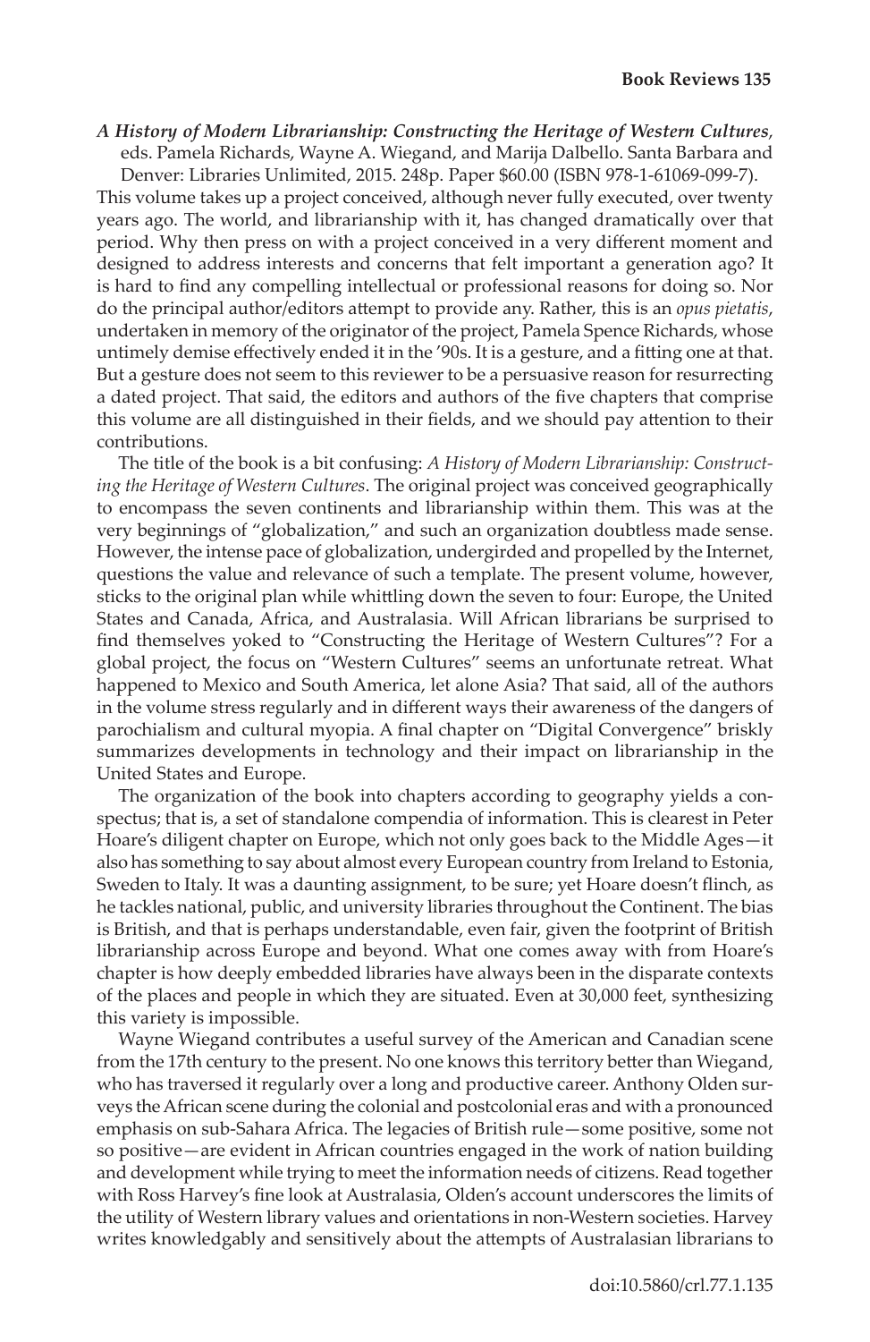***A History of Modern Librarianship: Constructing the Heritage of Western Cultures***, eds. Pamela Richards, Wayne A. Wiegand, and Marija Dalbello. Santa Barbara and Denver: Libraries Unlimited, 2015. 248p. Paper $60.00 (ISBN 978-1-61069-099-7).

This volume takes up a project conceived, although never fully executed, over twenty years ago. The world, and librarianship with it, has changed dramatically over that period. Why then press on with a project conceived in a very different moment and designed to address interests and concerns that felt important a generation ago? It is hard to find any compelling intellectual or professional reasons for doing so. Nor do the principal author/editors attempt to provide any. Rather, this is an *opus pietatis*, undertaken in memory of the originator of the project, Pamela Spence Richards, whose untimely demise effectively ended it in the '90s. It is a gesture, and a fitting one at that. But a gesture does not seem to this reviewer to be a persuasive reason for resurrecting a dated project. That said, the editors and authors of the five chapters that comprise this volume are all distinguished in their fields, and we should pay attention to their contributions.

The title of the book is a bit confusing: *A History of Modern Librarianship: Constructing the Heritage of Western Cultures*. The original project was conceived geographically to encompass the seven continents and librarianship within them. This was at the very beginnings of "globalization," and such an organization doubtless made sense. However, the intense pace of globalization, undergirded and propelled by the Internet, questions the value and relevance of such a template. The present volume, however, sticks to the original plan while whittling down the seven to four: Europe, the United States and Canada, Africa, and Australasia. Will African librarians be surprised to find themselves yoked to "Constructing the Heritage of Western Cultures"? For a global project, the focus on "Western Cultures" seems an unfortunate retreat. What happened to Mexico and South America, let alone Asia? That said, all of the authors in the volume stress regularly and in different ways their awareness of the dangers of parochialism and cultural myopia. A final chapter on "Digital Convergence" briskly summarizes developments in technology and their impact on librarianship in the United States and Europe.

The organization of the book into chapters according to geography yields a conspectus; that is, a set of standalone compendia of information. This is clearest in Peter Hoare's diligent chapter on Europe, which not only goes back to the Middle Ages—it also has something to say about almost every European country from Ireland to Estonia, Sweden to Italy. It was a daunting assignment, to be sure; yet Hoare doesn't flinch, as he tackles national, public, and university libraries throughout the Continent. The bias is British, and that is perhaps understandable, even fair, given the footprint of British librarianship across Europe and beyond. What one comes away with from Hoare's chapter is how deeply embedded libraries have always been in the disparate contexts of the places and people in which they are situated. Even at 30,000 feet, synthesizing this variety is impossible.

Wayne Wiegand contributes a useful survey of the American and Canadian scene from the 17th century to the present. No one knows this territory better than Wiegand, who has traversed it regularly over a long and productive career. Anthony Olden surveys the African scene during the colonial and postcolonial eras and with a pronounced emphasis on sub-Sahara Africa. The legacies of British rule—some positive, some not so positive—are evident in African countries engaged in the work of nation building and development while trying to meet the information needs of citizens. Read together with Ross Harvey's fine look at Australasia, Olden's account underscores the limits of the utility of Western library values and orientations in non-Western societies. Harvey writes knowledgably and sensitively about the attempts of Australasian librarians to

doi:10.5860/crl.77.1.135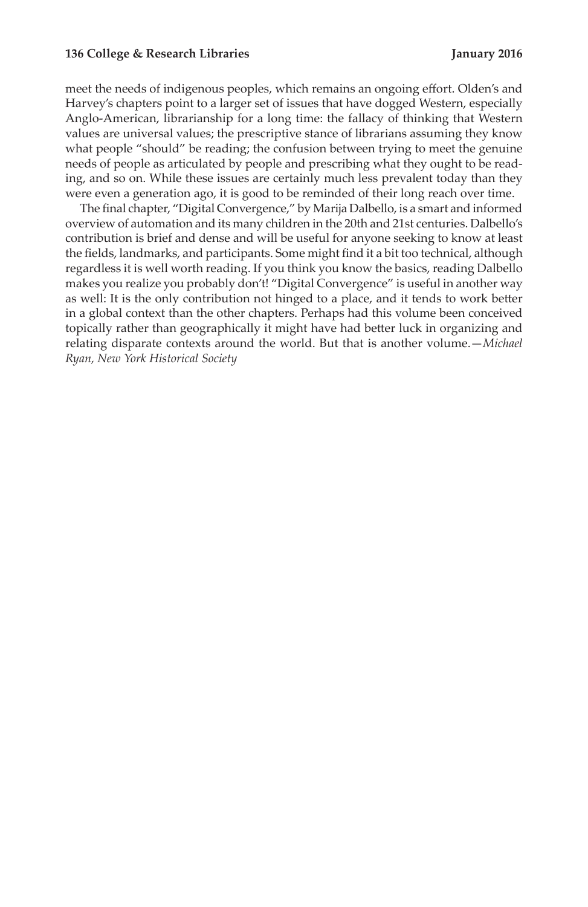meet the needs of indigenous peoples, which remains an ongoing effort. Olden's and Harvey's chapters point to a larger set of issues that have dogged Western, especially Anglo-American, librarianship for a long time: the fallacy of thinking that Western values are universal values; the prescriptive stance of librarians assuming they know what people "should" be reading; the confusion between trying to meet the genuine needs of people as articulated by people and prescribing what they ought to be reading, and so on. While these issues are certainly much less prevalent today than they were even a generation ago, it is good to be reminded of their long reach over time.

The final chapter, "Digital Convergence," by Marija Dalbello, is a smart and informed overview of automation and its many children in the 20th and 21st centuries. Dalbello's contribution is brief and dense and will be useful for anyone seeking to know at least the fields, landmarks, and participants. Some might find it a bit too technical, although regardless it is well worth reading. If you think you know the basics, reading Dalbello makes you realize you probably don't! "Digital Convergence" is useful in another way as well: It is the only contribution not hinged to a place, and it tends to work better in a global context than the other chapters. Perhaps had this volume been conceived topically rather than geographically it might have had better luck in organizing and relating disparate contexts around the world. But that is another volume.—*Michael Ryan, New York Historical Society*